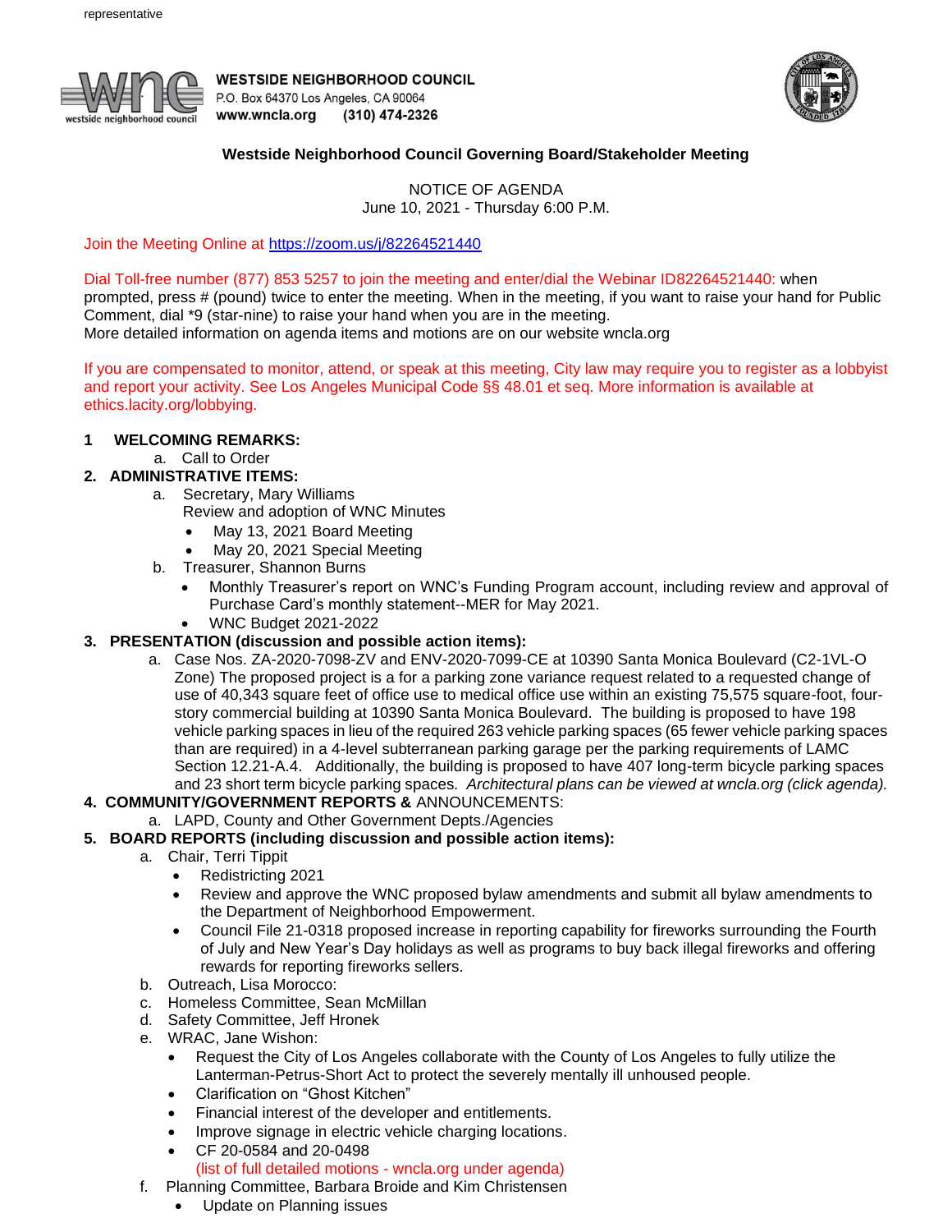representative

**WESTSIDE NEIGHBORHOOD COUNCIL**
P.O. Box 64370 Los Angeles, CA 90064
**www.wncla.org** **(310) 474-2326**

## Westside Neighborhood Council Governing Board/Stakeholder Meeting

NOTICE OF AGENDA
June 10, 2021 - Thursday 6:00 P.M.

Join the Meeting Online at https://zoom.us/j/82264521440

Dial Toll-free number (877) 853 5257 to join the meeting and enter/dial the Webinar ID82264521440: when prompted, press # (pound) twice to enter the meeting. When in the meeting, if you want to raise your hand for Public Comment, dial *9 (star-nine) to raise your hand when you are in the meeting.
More detailed information on agenda items and motions are on our website wncla.org

If you are compensated to monitor, attend, or speak at this meeting, City law may require you to register as a lobbyist and report your activity. See Los Angeles Municipal Code §§ 48.01 et seq. More information is available at ethics.lacity.org/lobbying.

**1 WELCOMING REMARKS:**
- a. Call to Order

**2. ADMINISTRATIVE ITEMS:**
- a. Secretary, Mary Williams
  Review and adoption of WNC Minutes
  - May 13, 2021 Board Meeting
  - May 20, 2021 Special Meeting
- b. Treasurer, Shannon Burns
  - Monthly Treasurer's report on WNC's Funding Program account, including review and approval of Purchase Card's monthly statement--MER for May 2021.
  - WNC Budget 2021-2022

**3. PRESENTATION (discussion and possible action items):**
- a. Case Nos. ZA-2020-7098-ZV and ENV-2020-7099-CE at 10390 Santa Monica Boulevard (C2-1VL-O Zone) The proposed project is a for a parking zone variance request related to a requested change of use of 40,343 square feet of office use to medical office use within an existing 75,575 square-foot, four-story commercial building at 10390 Santa Monica Boulevard. The building is proposed to have 198 vehicle parking spaces in lieu of the required 263 vehicle parking spaces (65 fewer vehicle parking spaces than are required) in a 4-level subterranean parking garage per the parking requirements of LAMC Section 12.21-A.4. Additionally, the building is proposed to have 407 long-term bicycle parking spaces and 23 short term bicycle parking spaces. *Architectural plans can be viewed at wncla.org (click agenda).*

**4. COMMUNITY/GOVERNMENT REPORTS &** ANNOUNCEMENTS:
- a. LAPD, County and Other Government Depts./Agencies

**5. BOARD REPORTS (including discussion and possible action items):**
- a. Chair, Terri Tippit
  - Redistricting 2021
  - Review and approve the WNC proposed bylaw amendments and submit all bylaw amendments to the Department of Neighborhood Empowerment.
  - Council File 21-0318 proposed increase in reporting capability for fireworks surrounding the Fourth of July and New Year's Day holidays as well as programs to buy back illegal fireworks and offering rewards for reporting fireworks sellers.
- b. Outreach, Lisa Morocco:
- c. Homeless Committee, Sean McMillan
- d. Safety Committee, Jeff Hronek
- e. WRAC, Jane Wishon:
  - Request the City of Los Angeles collaborate with the County of Los Angeles to fully utilize the Lanterman-Petrus-Short Act to protect the severely mentally ill unhoused people.
  - Clarification on "Ghost Kitchen"
  - Financial interest of the developer and entitlements.
  - Improve signage in electric vehicle charging locations.
  - CF 20-0584 and 20-0498
    (list of full detailed motions - wncla.org under agenda)
- f. Planning Committee, Barbara Broide and Kim Christensen
  - Update on Planning issues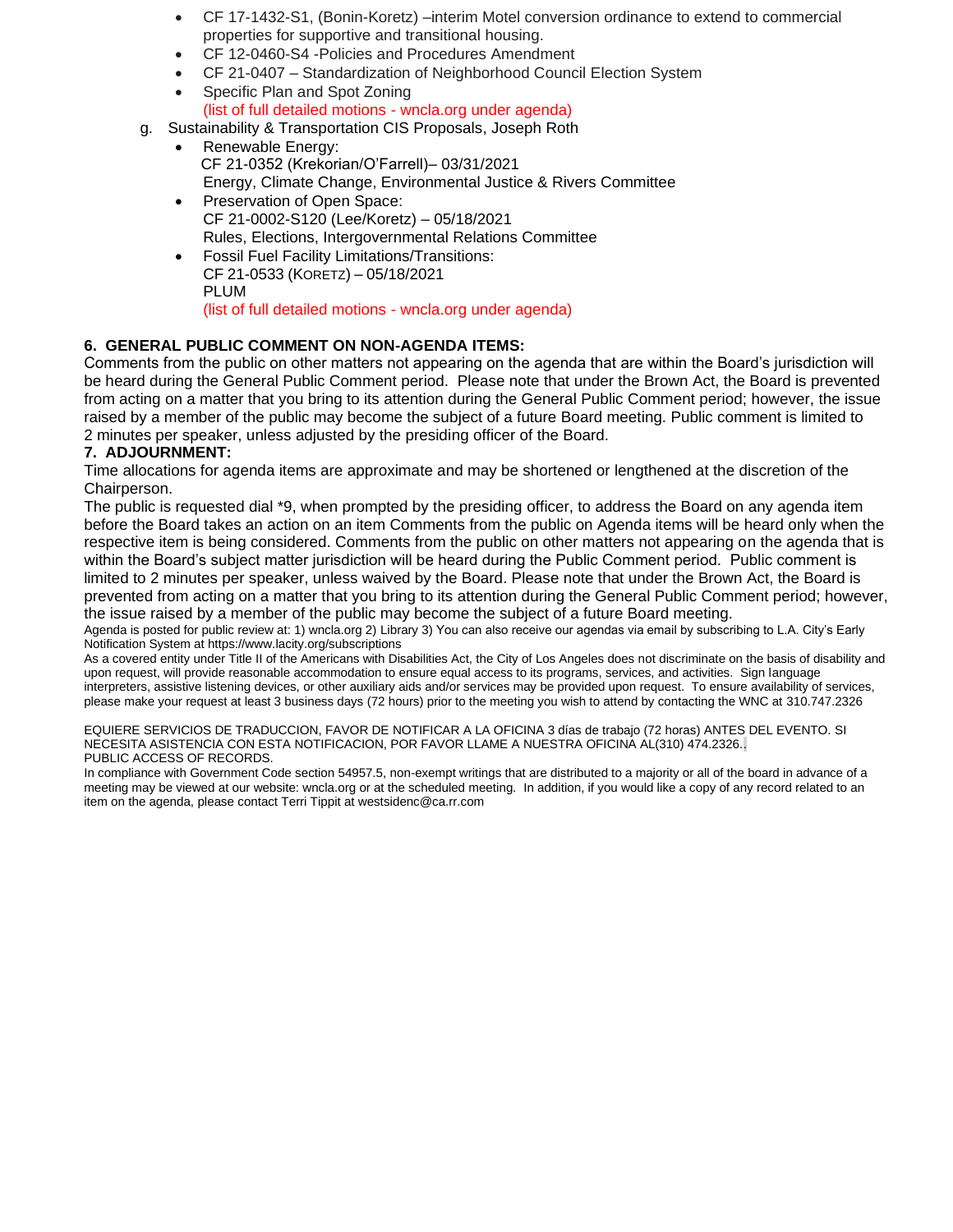- CF 17-1432-S1, (Bonin-Koretz) –interim Motel conversion ordinance to extend to commercial properties for supportive and transitional housing.
- CF 12-0460-S4 -Policies and Procedures Amendment
- CF 21-0407 – Standardization of Neighborhood Council Election System
- Specific Plan and Spot Zoning
  (list of full detailed motions - wncla.org under agenda)

g. Sustainability & Transportation CIS Proposals, Joseph Roth

- Renewable Energy:
  CF 21-0352 (Krekorian/O'Farrell)– 03/31/2021
  Energy, Climate Change, Environmental Justice & Rivers Committee
- Preservation of Open Space:
  CF 21-0002-S120 (Lee/Koretz) – 05/18/2021
  Rules, Elections, Intergovernmental Relations Committee
- Fossil Fuel Facility Limitations/Transitions:
  CF 21-0533 (KORETZ) – 05/18/2021
  PLUM
  (list of full detailed motions - wncla.org under agenda)

**6. GENERAL PUBLIC COMMENT ON NON-AGENDA ITEMS:**

Comments from the public on other matters not appearing on the agenda that are within the Board's jurisdiction will be heard during the General Public Comment period. Please note that under the Brown Act, the Board is prevented from acting on a matter that you bring to its attention during the General Public Comment period; however, the issue raised by a member of the public may become the subject of a future Board meeting. Public comment is limited to 2 minutes per speaker, unless adjusted by the presiding officer of the Board.

**7. ADJOURNMENT:**

Time allocations for agenda items are approximate and may be shortened or lengthened at the discretion of the Chairperson.

The public is requested dial *9, when prompted by the presiding officer, to address the Board on any agenda item before the Board takes an action on an item Comments from the public on Agenda items will be heard only when the respective item is being considered. Comments from the public on other matters not appearing on the agenda that is within the Board's subject matter jurisdiction will be heard during the Public Comment period. Public comment is limited to 2 minutes per speaker, unless waived by the Board. Please note that under the Brown Act, the Board is prevented from acting on a matter that you bring to its attention during the General Public Comment period; however, the issue raised by a member of the public may become the subject of a future Board meeting.

Agenda is posted for public review at: 1) wncla.org 2) Library 3) You can also receive our agendas via email by subscribing to L.A. City's Early Notification System at https://www.lacity.org/subscriptions

As a covered entity under Title II of the Americans with Disabilities Act, the City of Los Angeles does not discriminate on the basis of disability and upon request, will provide reasonable accommodation to ensure equal access to its programs, services, and activities. Sign language interpreters, assistive listening devices, or other auxiliary aids and/or services may be provided upon request. To ensure availability of services, please make your request at least 3 business days (72 hours) prior to the meeting you wish to attend by contacting the WNC at 310.747.2326

EQUIERE SERVICIOS DE TRADUCCION, FAVOR DE NOTIFICAR A LA OFICINA 3 días de trabajo (72 horas) ANTES DEL EVENTO. SI NECESITA ASISTENCIA CON ESTA NOTIFICACION, POR FAVOR LLAME A NUESTRA OFICINA AL(310) 474.2326.

PUBLIC ACCESS OF RECORDS.

In compliance with Government Code section 54957.5, non-exempt writings that are distributed to a majority or all of the board in advance of a meeting may be viewed at our website: wncla.org or at the scheduled meeting. In addition, if you would like a copy of any record related to an item on the agenda, please contact Terri Tippit at westsidenc@ca.rr.com